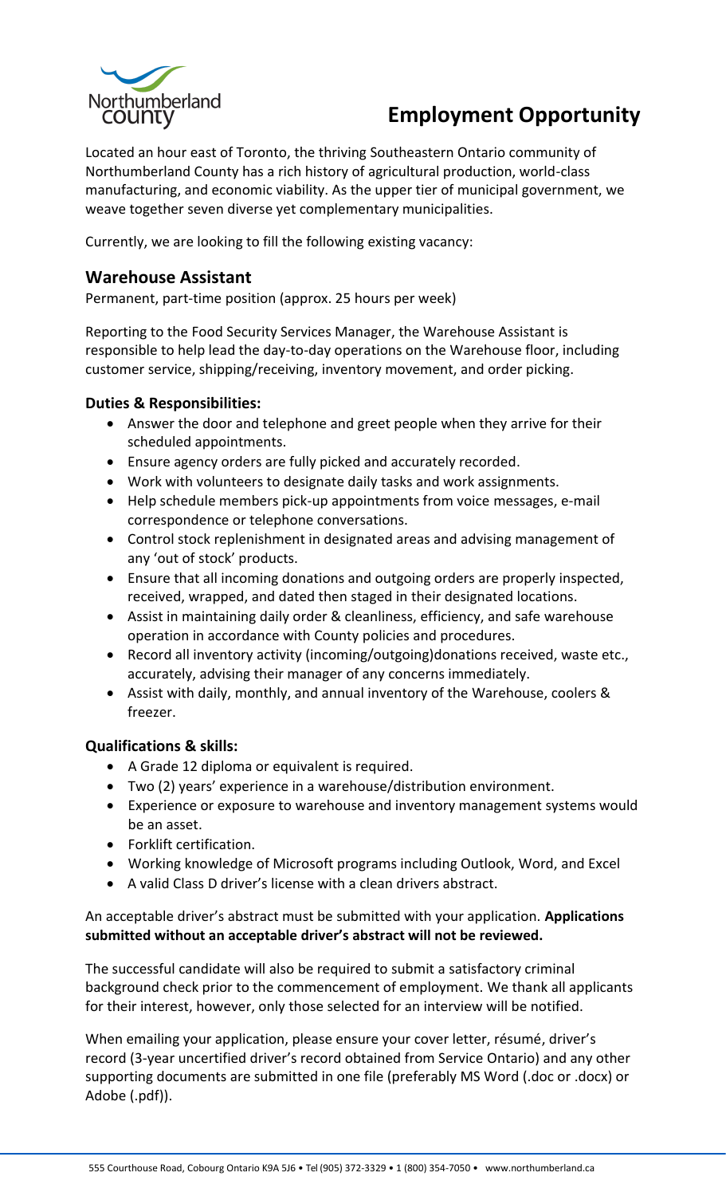Northumberland county

# Employment Opportunity

Located an hour east of Toronto, the thriving Southeastern Ontario community of Northumberland County has a rich history of agricultural production, world-class manufacturing, and economic viability. As the upper tier of municipal government, we weave together seven diverse yet complementary municipalities.

Currently, we are looking to fill the following existing vacancy:

## Warehouse Assistant

Permanent, part-time position (approx. 25 hours per week)

Reporting to the Food Security Services Manager, the Warehouse Assistant is responsible to help lead the day-to-day operations on the Warehouse floor, including customer service, shipping/receiving, inventory movement, and order picking.

### Duties & Responsibilities:

- Answer the door and telephone and greet people when they arrive for their scheduled appointments.
- Ensure agency orders are fully picked and accurately recorded.
- Work with volunteers to designate daily tasks and work assignments.
- Help schedule members pick-up appointments from voice messages, e-mail correspondence or telephone conversations.
- Control stock replenishment in designated areas and advising management of any 'out of stock' products.
- Ensure that all incoming donations and outgoing orders are properly inspected, received, wrapped, and dated then staged in their designated locations.
- Assist in maintaining daily order & cleanliness, efficiency, and safe warehouse operation in accordance with County policies and procedures.
- Record all inventory activity (incoming/outgoing)donations received, waste etc., accurately, advising their manager of any concerns immediately.
- Assist with daily, monthly, and annual inventory of the Warehouse, coolers & freezer.

### Qualifications & skills:

- A Grade 12 diploma or equivalent is required.
- Two (2) years' experience in a warehouse/distribution environment.
- Experience or exposure to warehouse and inventory management systems would be an asset.
- Forklift certification.
- Working knowledge of Microsoft programs including Outlook, Word, and Excel
- A valid Class D driver's license with a clean drivers abstract.

An acceptable driver's abstract must be submitted with your application. **Applications submitted without an acceptable driver's abstract will not be reviewed.**

The successful candidate will also be required to submit a satisfactory criminal background check prior to the commencement of employment. We thank all applicants for their interest, however, only those selected for an interview will be notified.

When emailing your application, please ensure your cover letter, résumé, driver's record (3-year uncertified driver's record obtained from Service Ontario) and any other supporting documents are submitted in one file (preferably MS Word (.doc or .docx) or Adobe (.pdf)).

555 Courthouse Road, Cobourg Ontario K9A 5J6 • Tel (905) 372-3329 • 1 (800) 354-7050 • www.northumberland.ca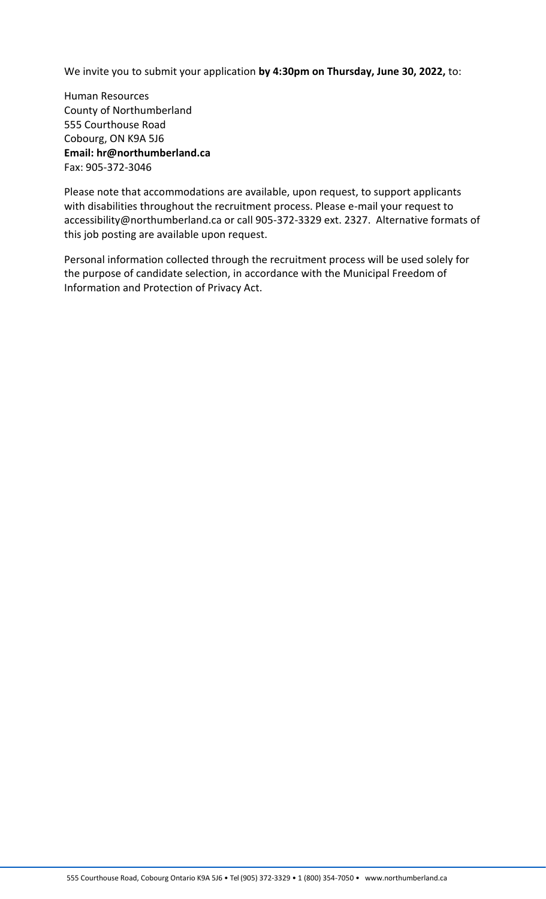We invite you to submit your application **by 4:30pm on Thursday, June 30, 2022,** to:

Human Resources
County of Northumberland
555 Courthouse Road
Cobourg, ON K9A 5J6
**Email: hr@northumberland.ca**
Fax: 905-372-3046

Please note that accommodations are available, upon request, to support applicants with disabilities throughout the recruitment process. Please e-mail your request to accessibility@northumberland.ca or call 905-372-3329 ext. 2327. Alternative formats of this job posting are available upon request.

Personal information collected through the recruitment process will be used solely for the purpose of candidate selection, in accordance with the Municipal Freedom of Information and Protection of Privacy Act.